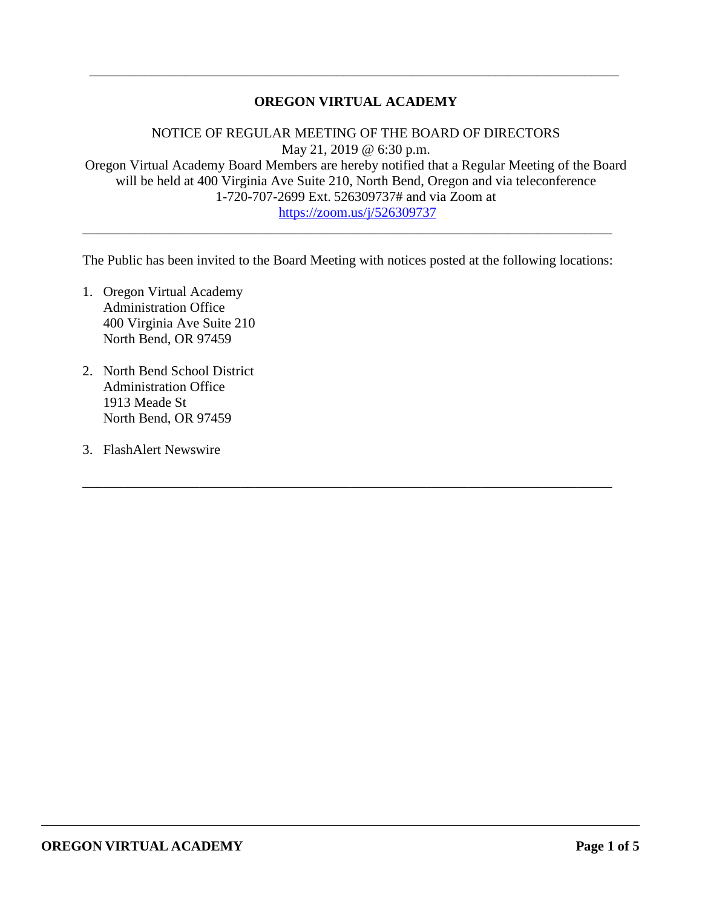# OREGON VIRTUAL ACADEMY

NOTICE OF REGULAR MEETING OF THE BOARD OF DIRECTORS
May 21, 2019 @ 6:30 p.m.
Oregon Virtual Academy Board Members are hereby notified that a Regular Meeting of the Board will be held at 400 Virginia Ave Suite 210, North Bend, Oregon and via teleconference 1-720-707-2699 Ext. 526309737# and via Zoom at https://zoom.us/j/526309737

---

The Public has been invited to the Board Meeting with notices posted at the following locations:

1. Oregon Virtual Academy
   Administration Office
   400 Virginia Ave Suite 210
   North Bend, OR 97459

2. North Bend School District
   Administration Office
   1913 Meade St
   North Bend, OR 97459

3. FlashAlert Newswire

---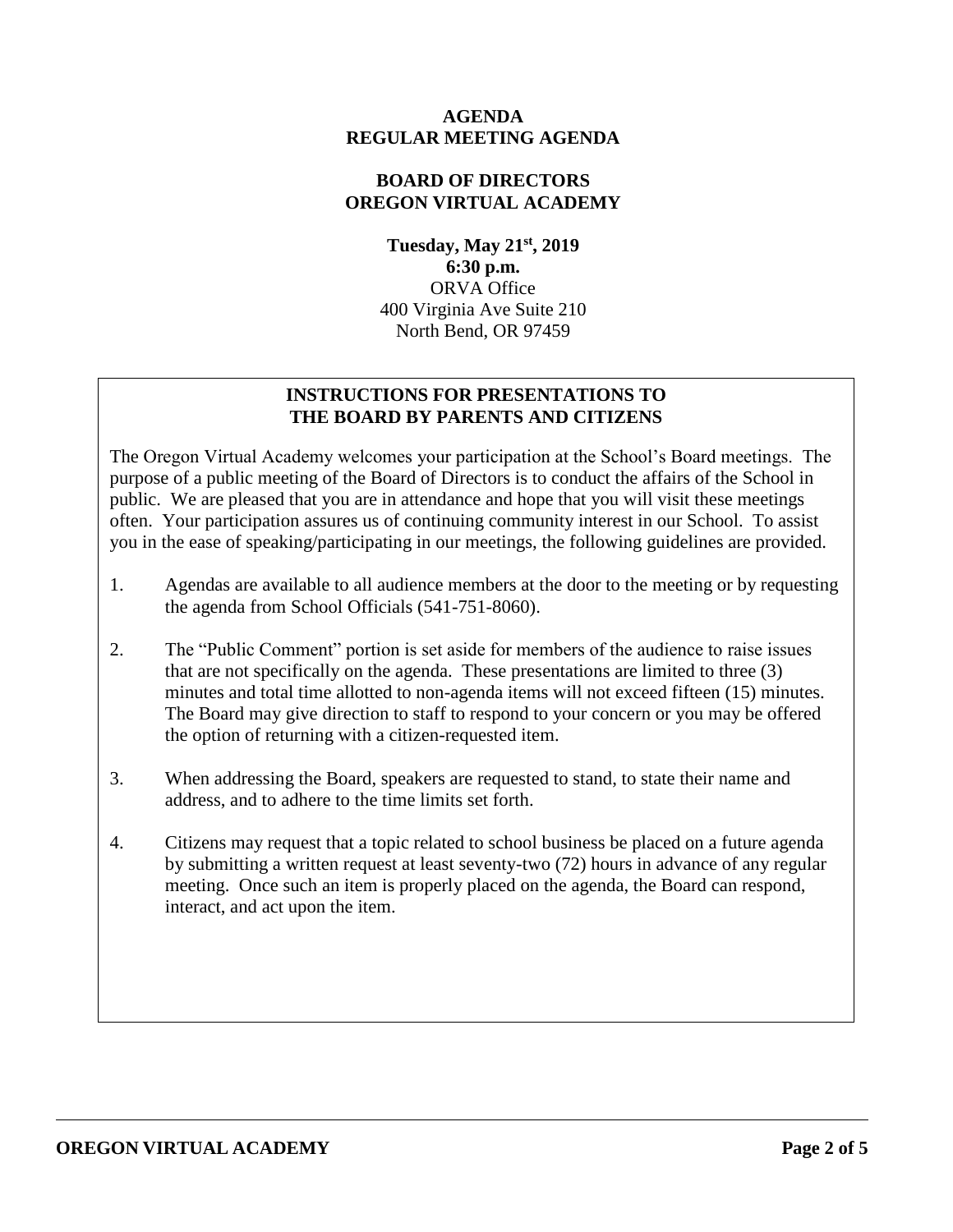**AGENDA**
**REGULAR MEETING AGENDA**

**BOARD OF DIRECTORS**
**OREGON VIRTUAL ACADEMY**

**Tuesday, May 21st, 2019**
**6:30 p.m.**
ORVA Office
400 Virginia Ave Suite 210
North Bend, OR 97459

## INSTRUCTIONS FOR PRESENTATIONS TO THE BOARD BY PARENTS AND CITIZENS

The Oregon Virtual Academy welcomes your participation at the School's Board meetings. The purpose of a public meeting of the Board of Directors is to conduct the affairs of the School in public. We are pleased that you are in attendance and hope that you will visit these meetings often. Your participation assures us of continuing community interest in our School. To assist you in the ease of speaking/participating in our meetings, the following guidelines are provided.

1. Agendas are available to all audience members at the door to the meeting or by requesting the agenda from School Officials (541-751-8060).
2. The "Public Comment" portion is set aside for members of the audience to raise issues that are not specifically on the agenda. These presentations are limited to three (3) minutes and total time allotted to non-agenda items will not exceed fifteen (15) minutes. The Board may give direction to staff to respond to your concern or you may be offered the option of returning with a citizen-requested item.
3. When addressing the Board, speakers are requested to stand, to state their name and address, and to adhere to the time limits set forth.
4. Citizens may request that a topic related to school business be placed on a future agenda by submitting a written request at least seventy-two (72) hours in advance of any regular meeting. Once such an item is properly placed on the agenda, the Board can respond, interact, and act upon the item.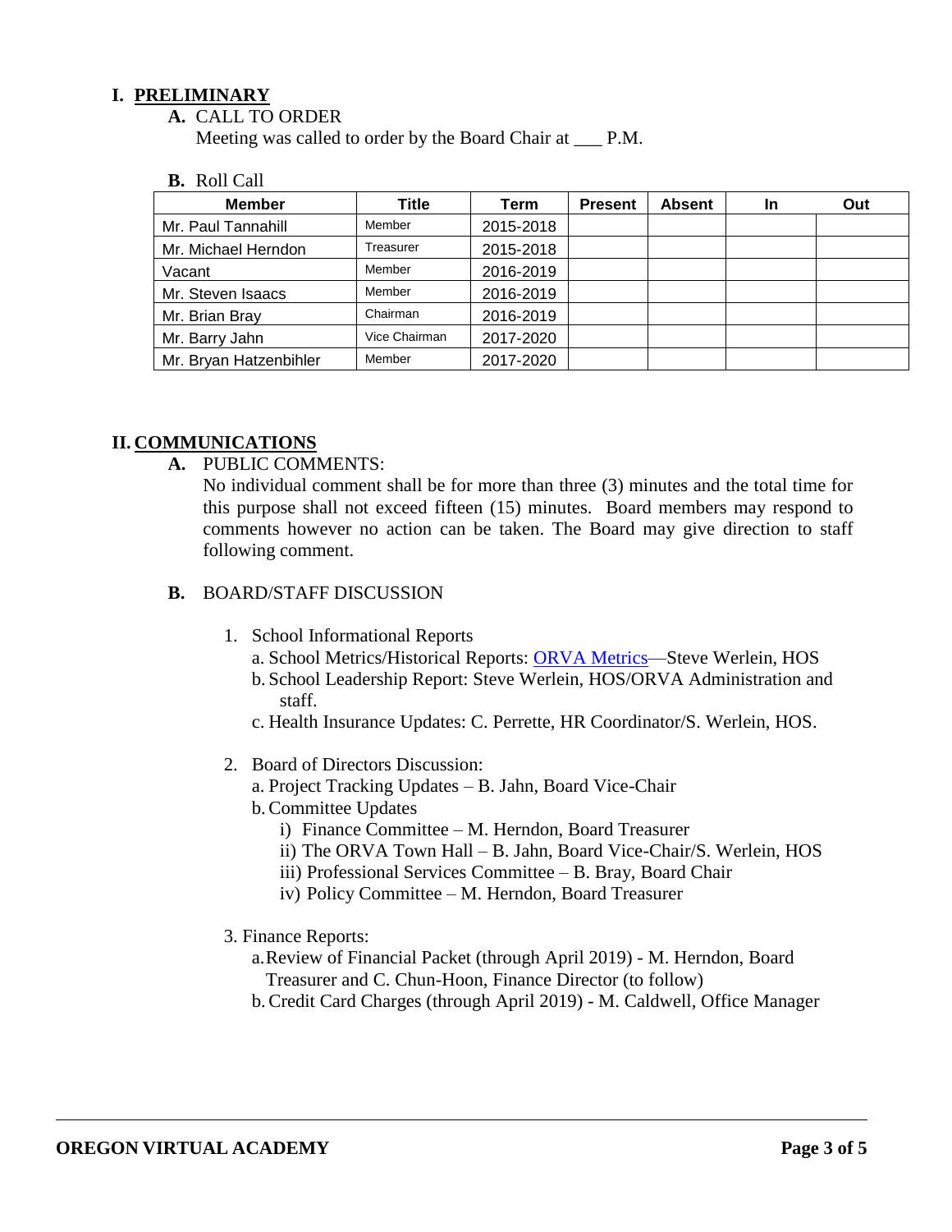## I. PRELIMINARY

**A.** CALL TO ORDER

Meeting was called to order by the Board Chair at ___ P.M.

**B.** Roll Call

| Member | Title | Term | Present | Absent | In | Out |
|---|---|---|---|---|---|---|
| Mr. Paul Tannahill | Member | 2015-2018 | | | | |
| Mr. Michael Herndon | Treasurer | 2015-2018 | | | | |
| Vacant | Member | 2016-2019 | | | | |
| Mr. Steven Isaacs | Member | 2016-2019 | | | | |
| Mr. Brian Bray | Chairman | 2016-2019 | | | | |
| Mr. Barry Jahn | Vice Chairman | 2017-2020 | | | | |
| Mr. Bryan Hatzenbihler | Member | 2017-2020 | | | | |

## II. COMMUNICATIONS

**A.** PUBLIC COMMENTS:

No individual comment shall be for more than three (3) minutes and the total time for this purpose shall not exceed fifteen (15) minutes. Board members may respond to comments however no action can be taken. The Board may give direction to staff following comment.

**B.** BOARD/STAFF DISCUSSION

1. School Informational Reports
   a. School Metrics/Historical Reports: ORVA Metrics—Steve Werlein, HOS
   b. School Leadership Report: Steve Werlein, HOS/ORVA Administration and staff.
   c. Health Insurance Updates: C. Perrette, HR Coordinator/S. Werlein, HOS.

2. Board of Directors Discussion:
   a. Project Tracking Updates – B. Jahn, Board Vice-Chair
   b. Committee Updates
      i) Finance Committee – M. Herndon, Board Treasurer
      ii) The ORVA Town Hall – B. Jahn, Board Vice-Chair/S. Werlein, HOS
      iii) Professional Services Committee – B. Bray, Board Chair
      iv) Policy Committee – M. Herndon, Board Treasurer

3. Finance Reports:
   a. Review of Financial Packet (through April 2019) - M. Herndon, Board Treasurer and C. Chun-Hoon, Finance Director (to follow)
   b. Credit Card Charges (through April 2019) - M. Caldwell, Office Manager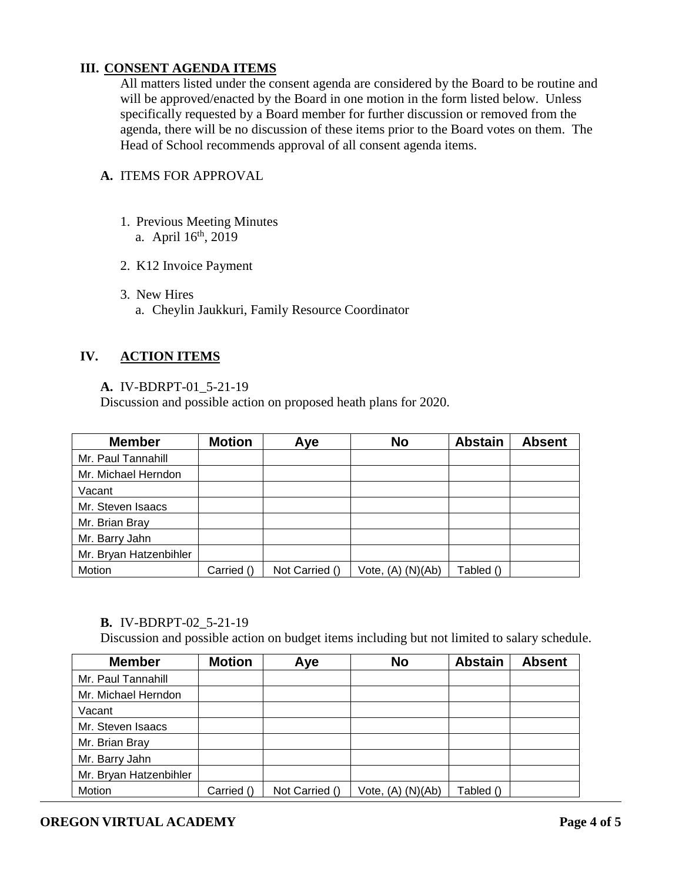## III. CONSENT AGENDA ITEMS

All matters listed under the consent agenda are considered by the Board to be routine and will be approved/enacted by the Board in one motion in the form listed below. Unless specifically requested by a Board member for further discussion or removed from the agenda, there will be no discussion of these items prior to the Board votes on them. The Head of School recommends approval of all consent agenda items.

**A.** ITEMS FOR APPROVAL

1. Previous Meeting Minutes
   a. April 16th, 2019
2. K12 Invoice Payment
3. New Hires
   a. Cheylin Jaukkuri, Family Resource Coordinator

## IV. ACTION ITEMS

**A.** IV-BDRPT-01_5-21-19
Discussion and possible action on proposed heath plans for 2020.

| Member | Motion | Aye | No | Abstain | Absent |
|---|---|---|---|---|---|
| Mr. Paul Tannahill | | | | | |
| Mr. Michael Herndon | | | | | |
| Vacant | | | | | |
| Mr. Steven Isaacs | | | | | |
| Mr. Brian Bray | | | | | |
| Mr. Barry Jahn | | | | | |
| Mr. Bryan Hatzenbihler | | | | | |
| Motion | Carried () | Not Carried () | Vote, (A) (N)(Ab) | Tabled () | |

**B.** IV-BDRPT-02_5-21-19
Discussion and possible action on budget items including but not limited to salary schedule.

| Member | Motion | Aye | No | Abstain | Absent |
|---|---|---|---|---|---|
| Mr. Paul Tannahill | | | | | |
| Mr. Michael Herndon | | | | | |
| Vacant | | | | | |
| Mr. Steven Isaacs | | | | | |
| Mr. Brian Bray | | | | | |
| Mr. Barry Jahn | | | | | |
| Mr. Bryan Hatzenbihler | | | | | |
| Motion | Carried () | Not Carried () | Vote, (A) (N)(Ab) | Tabled () | |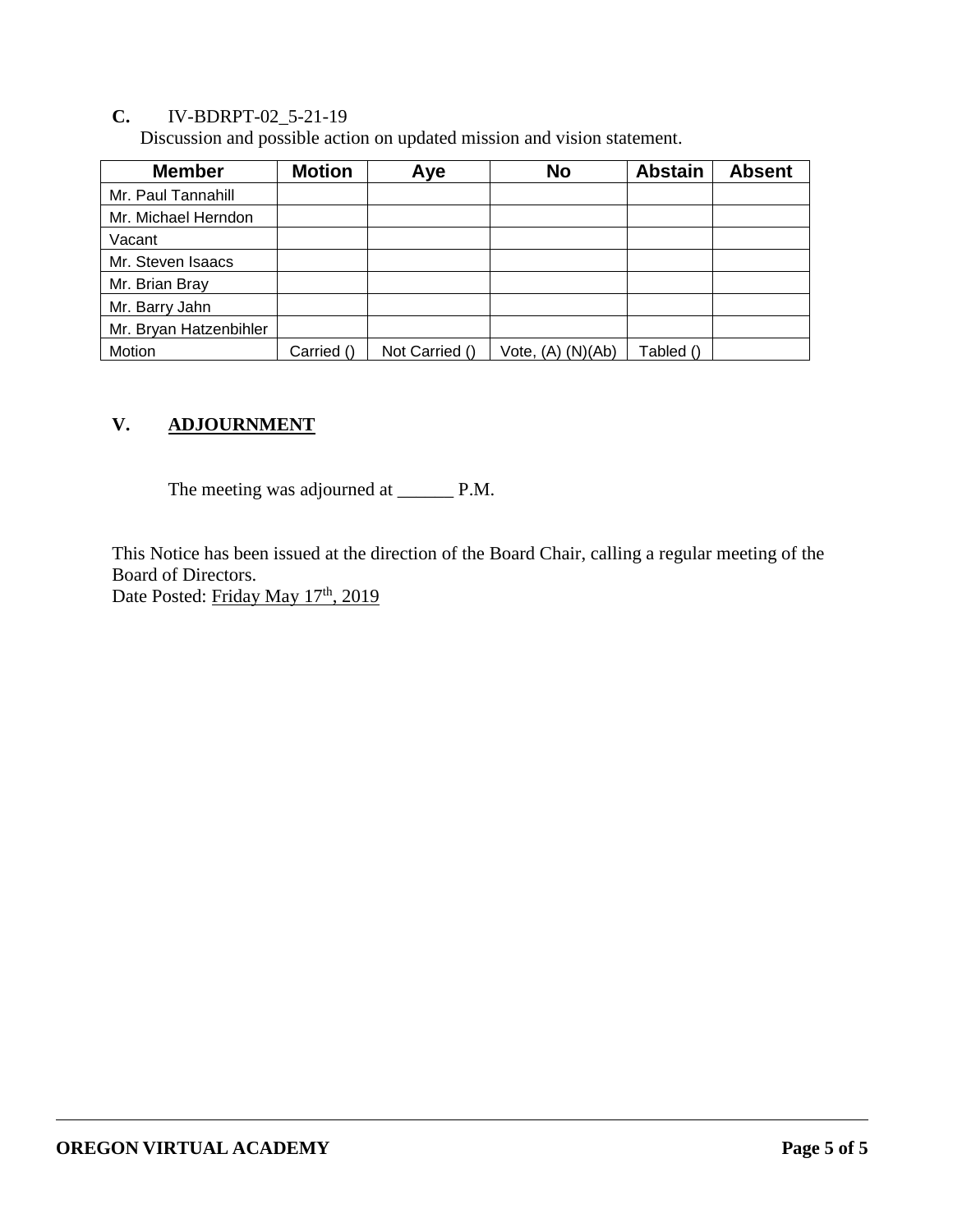**C.** IV-BDRPT-02_5-21-19

Discussion and possible action on updated mission and vision statement.

| Member | Motion | Aye | No | Abstain | Absent |
|---|---|---|---|---|---|
| Mr. Paul Tannahill | | | | | |
| Mr. Michael Herndon | | | | | |
| Vacant | | | | | |
| Mr. Steven Isaacs | | | | | |
| Mr. Brian Bray | | | | | |
| Mr. Barry Jahn | | | | | |
| Mr. Bryan Hatzenbihler | | | | | |
| Motion | Carried () | Not Carried () | Vote, (A) (N)(Ab) | Tabled () | |

## V. ADJOURNMENT

The meeting was adjourned at ______ P.M.

This Notice has been issued at the direction of the Board Chair, calling a regular meeting of the Board of Directors.
Date Posted: Friday May 17th, 2019